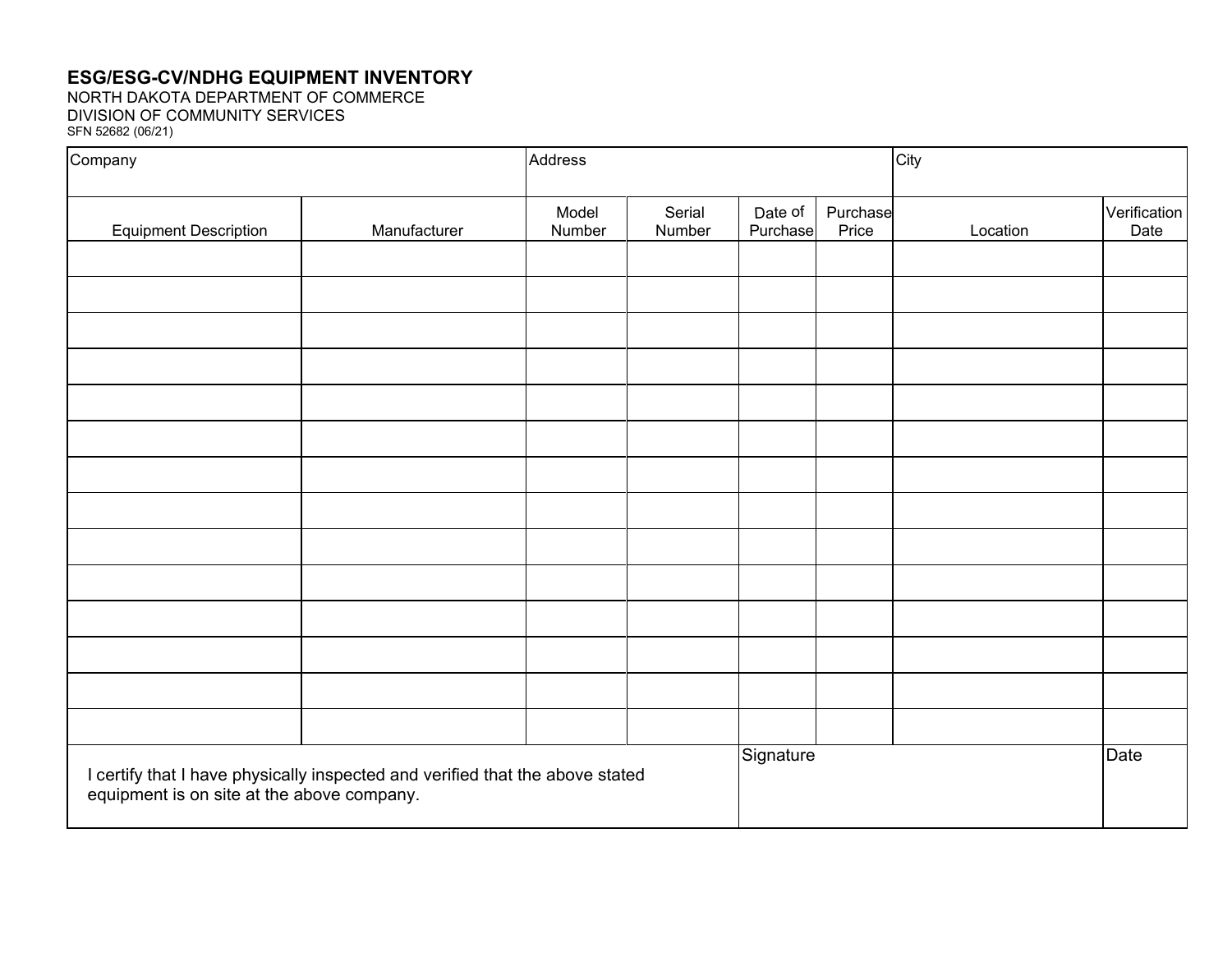# ESG/ESG-CV/NDHG EQUIPMENT INVENTORY

NORTH DAKOTA DEPARTMENT OF COMMERCE
DIVISION OF COMMUNITY SERVICES
SFN 52682 (06/21)

| Company | | Address | | | | City | |
|---|---|---|---|---|---|---|---|
| | | | | | | | |

| Equipment Description | Manufacturer | Model Number | Serial Number | Date of Purchase | Purchase Price | Location | Verification Date |
|---|---|---|---|---|---|---|---|
| | | | | | | | |
| | | | | | | | |
| | | | | | | | |
| | | | | | | | |
| | | | | | | | |
| | | | | | | | |
| | | | | | | | |
| | | | | | | | |
| | | | | | | | |
| | | | | | | | |
| | | | | | | | |
| | | | | | | | |
| | | | | | | | |
| | | | | | | | |

| I certify that I have physically inspected and verified that the above stated equipment is on site at the above company. | Signature | Date |
|---|---|---|
| | | |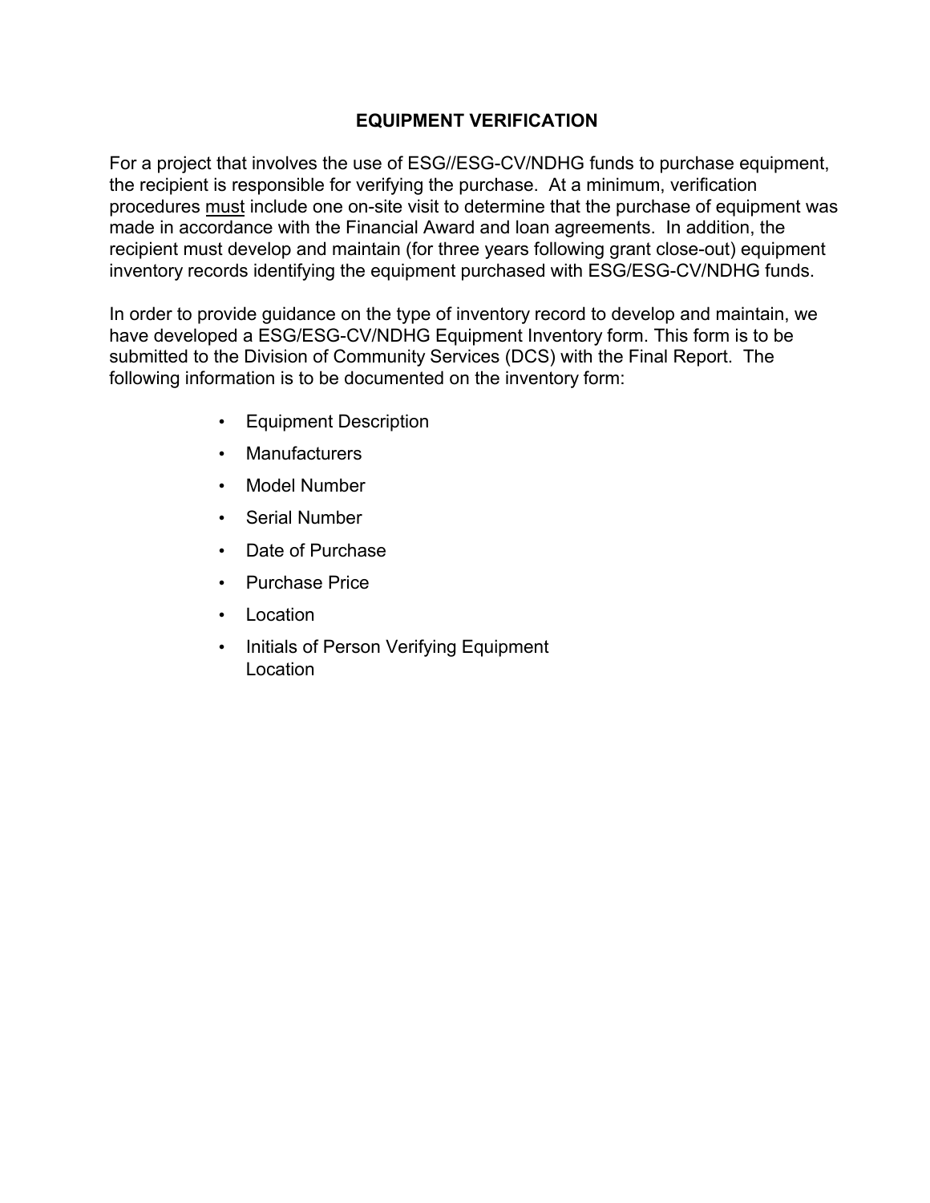# EQUIPMENT VERIFICATION

For a project that involves the use of ESG//ESG-CV/NDHG funds to purchase equipment, the recipient is responsible for verifying the purchase. At a minimum, verification procedures must include one on-site visit to determine that the purchase of equipment was made in accordance with the Financial Award and loan agreements. In addition, the recipient must develop and maintain (for three years following grant close-out) equipment inventory records identifying the equipment purchased with ESG/ESG-CV/NDHG funds.

In order to provide guidance on the type of inventory record to develop and maintain, we have developed a ESG/ESG-CV/NDHG Equipment Inventory form. This form is to be submitted to the Division of Community Services (DCS) with the Final Report. The following information is to be documented on the inventory form:

- Equipment Description
- Manufacturers
- Model Number
- Serial Number
- Date of Purchase
- Purchase Price
- Location
- Initials of Person Verifying Equipment Location